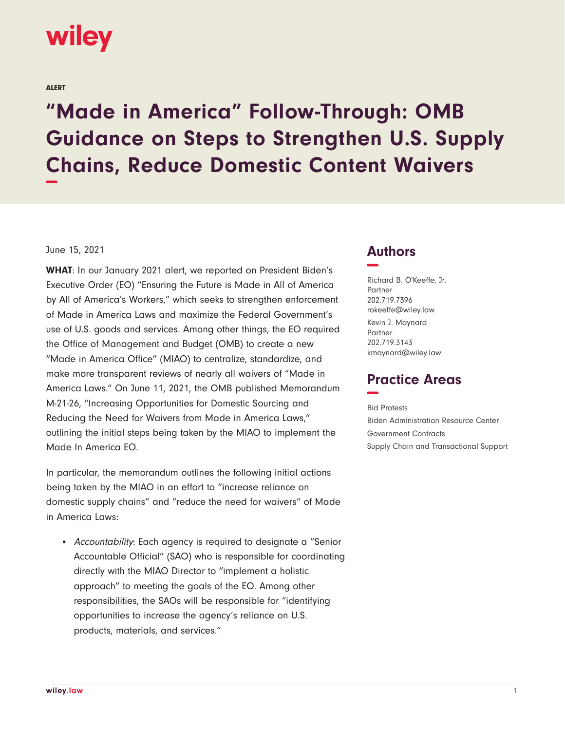wiley

ALERT

# "Made in America" Follow-Through: OMB Guidance on Steps to Strengthen U.S. Supply Chains, Reduce Domestic Content Waivers

June 15, 2021

**WHAT**: In our January 2021 alert, we reported on President Biden's Executive Order (EO) "Ensuring the Future is Made in All of America by All of America's Workers," which seeks to strengthen enforcement of Made in America Laws and maximize the Federal Government's use of U.S. goods and services. Among other things, the EO required the Office of Management and Budget (OMB) to create a new "Made in America Office" (MIAO) to centralize, standardize, and make more transparent reviews of nearly all waivers of "Made in America Laws." On June 11, 2021, the OMB published Memorandum M-21-26, "Increasing Opportunities for Domestic Sourcing and Reducing the Need for Waivers from Made in America Laws," outlining the initial steps being taken by the MIAO to implement the Made In America EO.

In particular, the memorandum outlines the following initial actions being taken by the MIAO in an effort to "increase reliance on domestic supply chains" and "reduce the need for waivers" of Made in America Laws:

- *Accountability*: Each agency is required to designate a "Senior Accountable Official" (SAO) who is responsible for coordinating directly with the MIAO Director to "implement a holistic approach" to meeting the goals of the EO. Among other responsibilities, the SAOs will be responsible for "identifying opportunities to increase the agency's reliance on U.S. products, materials, and services."

## Authors

Richard B. O'Keeffe, Jr.
Partner
202.719.7396
rokeeffe@wiley.law

Kevin J. Maynard
Partner
202.719.3143
kmaynard@wiley.law

## Practice Areas

Bid Protests
Biden Administration Resource Center
Government Contracts
Supply Chain and Transactional Support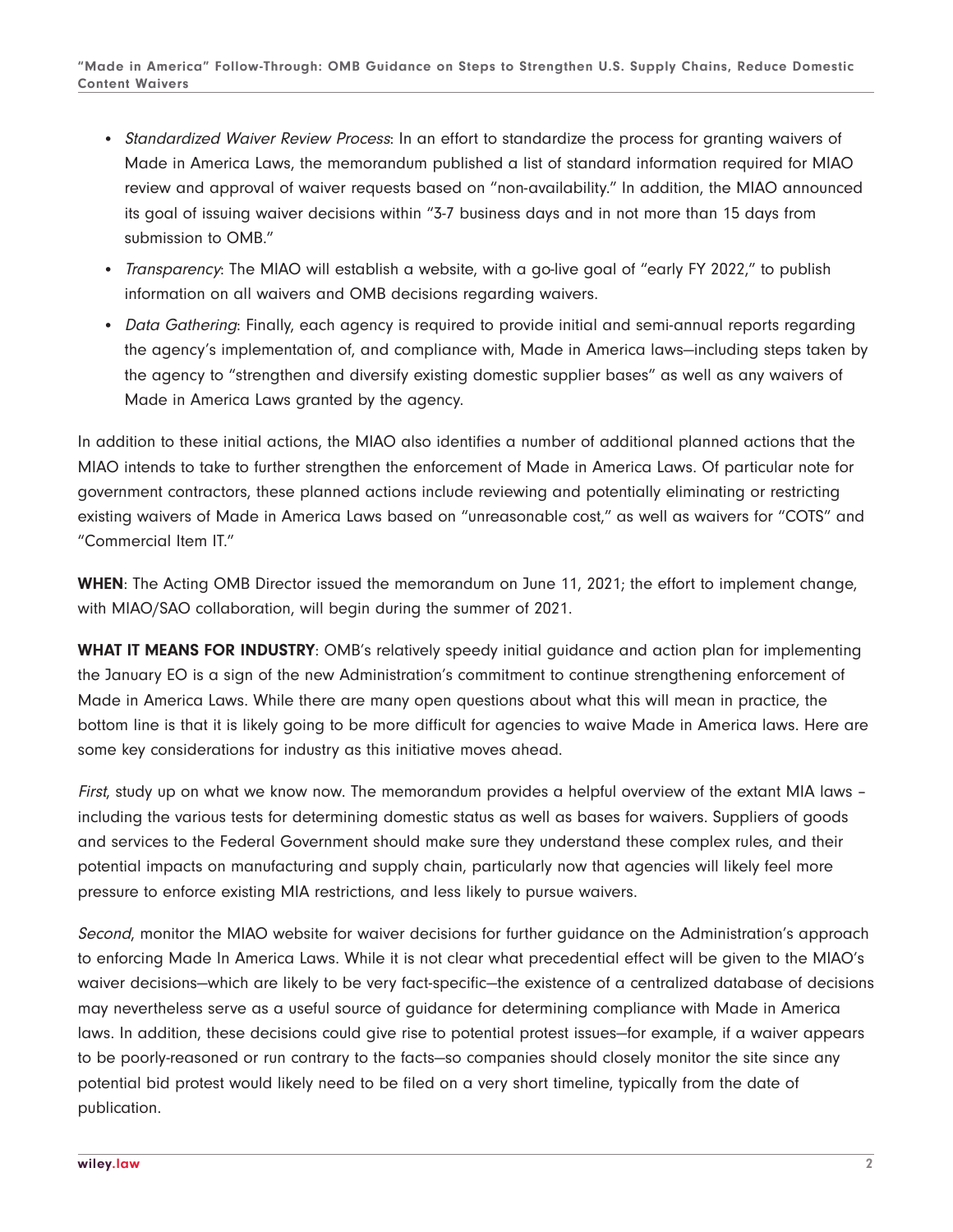- *Standardized Waiver Review Process*: In an effort to standardize the process for granting waivers of Made in America Laws, the memorandum published a list of standard information required for MIAO review and approval of waiver requests based on "non-availability." In addition, the MIAO announced its goal of issuing waiver decisions within "3-7 business days and in not more than 15 days from submission to OMB."
- *Transparency*: The MIAO will establish a website, with a go-live goal of "early FY 2022," to publish information on all waivers and OMB decisions regarding waivers.
- *Data Gathering*: Finally, each agency is required to provide initial and semi-annual reports regarding the agency's implementation of, and compliance with, Made in America laws—including steps taken by the agency to "strengthen and diversify existing domestic supplier bases" as well as any waivers of Made in America Laws granted by the agency.

In addition to these initial actions, the MIAO also identifies a number of additional planned actions that the MIAO intends to take to further strengthen the enforcement of Made in America Laws. Of particular note for government contractors, these planned actions include reviewing and potentially eliminating or restricting existing waivers of Made in America Laws based on "unreasonable cost," as well as waivers for "COTS" and "Commercial Item IT."

**WHEN**: The Acting OMB Director issued the memorandum on June 11, 2021; the effort to implement change, with MIAO/SAO collaboration, will begin during the summer of 2021.

**WHAT IT MEANS FOR INDUSTRY**: OMB's relatively speedy initial guidance and action plan for implementing the January EO is a sign of the new Administration's commitment to continue strengthening enforcement of Made in America Laws. While there are many open questions about what this will mean in practice, the bottom line is that it is likely going to be more difficult for agencies to waive Made in America laws. Here are some key considerations for industry as this initiative moves ahead.

*First*, study up on what we know now. The memorandum provides a helpful overview of the extant MIA laws – including the various tests for determining domestic status as well as bases for waivers. Suppliers of goods and services to the Federal Government should make sure they understand these complex rules, and their potential impacts on manufacturing and supply chain, particularly now that agencies will likely feel more pressure to enforce existing MIA restrictions, and less likely to pursue waivers.

*Second*, monitor the MIAO website for waiver decisions for further guidance on the Administration's approach to enforcing Made In America Laws. While it is not clear what precedential effect will be given to the MIAO's waiver decisions—which are likely to be very fact-specific—the existence of a centralized database of decisions may nevertheless serve as a useful source of guidance for determining compliance with Made in America laws. In addition, these decisions could give rise to potential protest issues—for example, if a waiver appears to be poorly-reasoned or run contrary to the facts—so companies should closely monitor the site since any potential bid protest would likely need to be filed on a very short timeline, typically from the date of publication.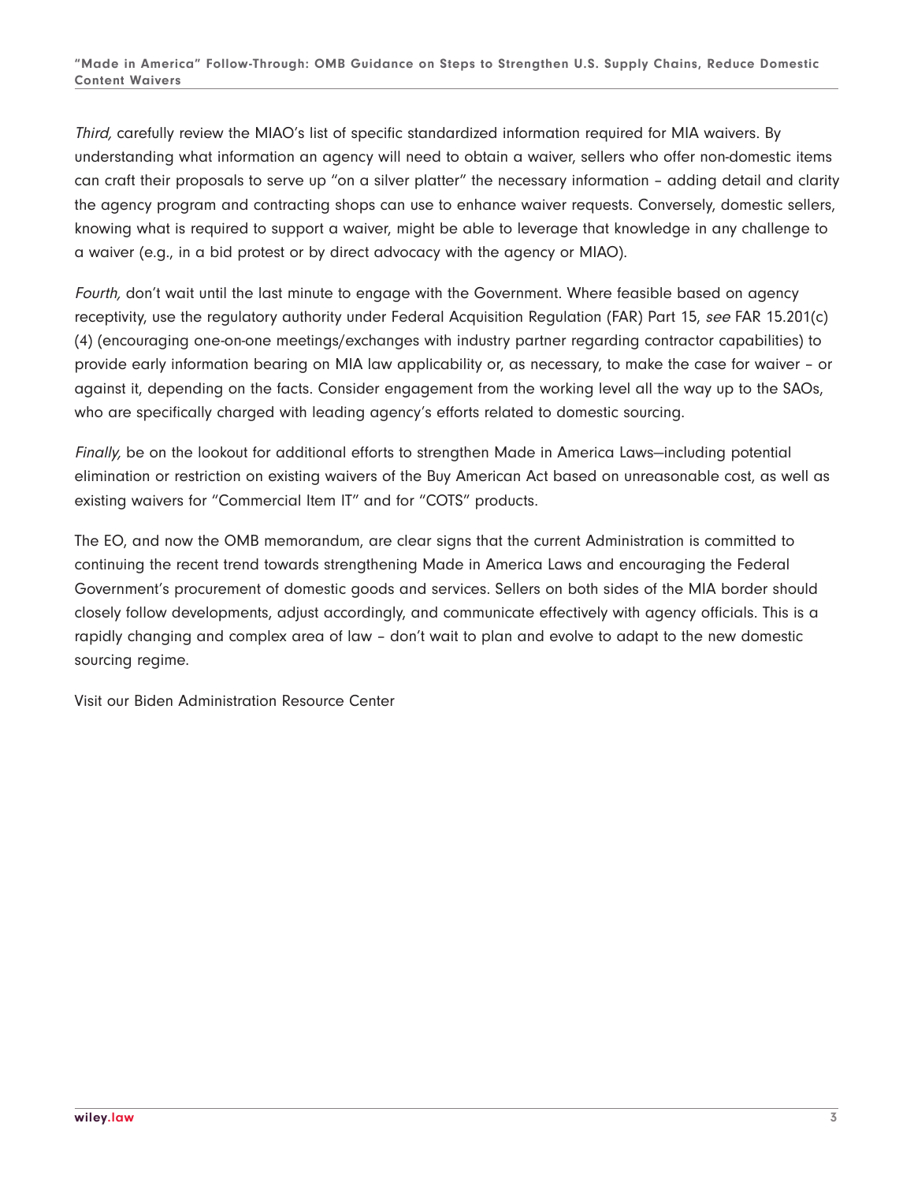*Third,* carefully review the MIAO's list of specific standardized information required for MIA waivers. By understanding what information an agency will need to obtain a waiver, sellers who offer non-domestic items can craft their proposals to serve up "on a silver platter" the necessary information – adding detail and clarity the agency program and contracting shops can use to enhance waiver requests. Conversely, domestic sellers, knowing what is required to support a waiver, might be able to leverage that knowledge in any challenge to a waiver (e.g., in a bid protest or by direct advocacy with the agency or MIAO).

*Fourth,* don't wait until the last minute to engage with the Government. Where feasible based on agency receptivity, use the regulatory authority under Federal Acquisition Regulation (FAR) Part 15, *see* FAR 15.201(c)(4) (encouraging one-on-one meetings/exchanges with industry partner regarding contractor capabilities) to provide early information bearing on MIA law applicability or, as necessary, to make the case for waiver – or against it, depending on the facts. Consider engagement from the working level all the way up to the SAOs, who are specifically charged with leading agency's efforts related to domestic sourcing.

*Finally,* be on the lookout for additional efforts to strengthen Made in America Laws—including potential elimination or restriction on existing waivers of the Buy American Act based on unreasonable cost, as well as existing waivers for "Commercial Item IT" and for "COTS" products.

The EO, and now the OMB memorandum, are clear signs that the current Administration is committed to continuing the recent trend towards strengthening Made in America Laws and encouraging the Federal Government's procurement of domestic goods and services. Sellers on both sides of the MIA border should closely follow developments, adjust accordingly, and communicate effectively with agency officials. This is a rapidly changing and complex area of law – don't wait to plan and evolve to adapt to the new domestic sourcing regime.

Visit our Biden Administration Resource Center